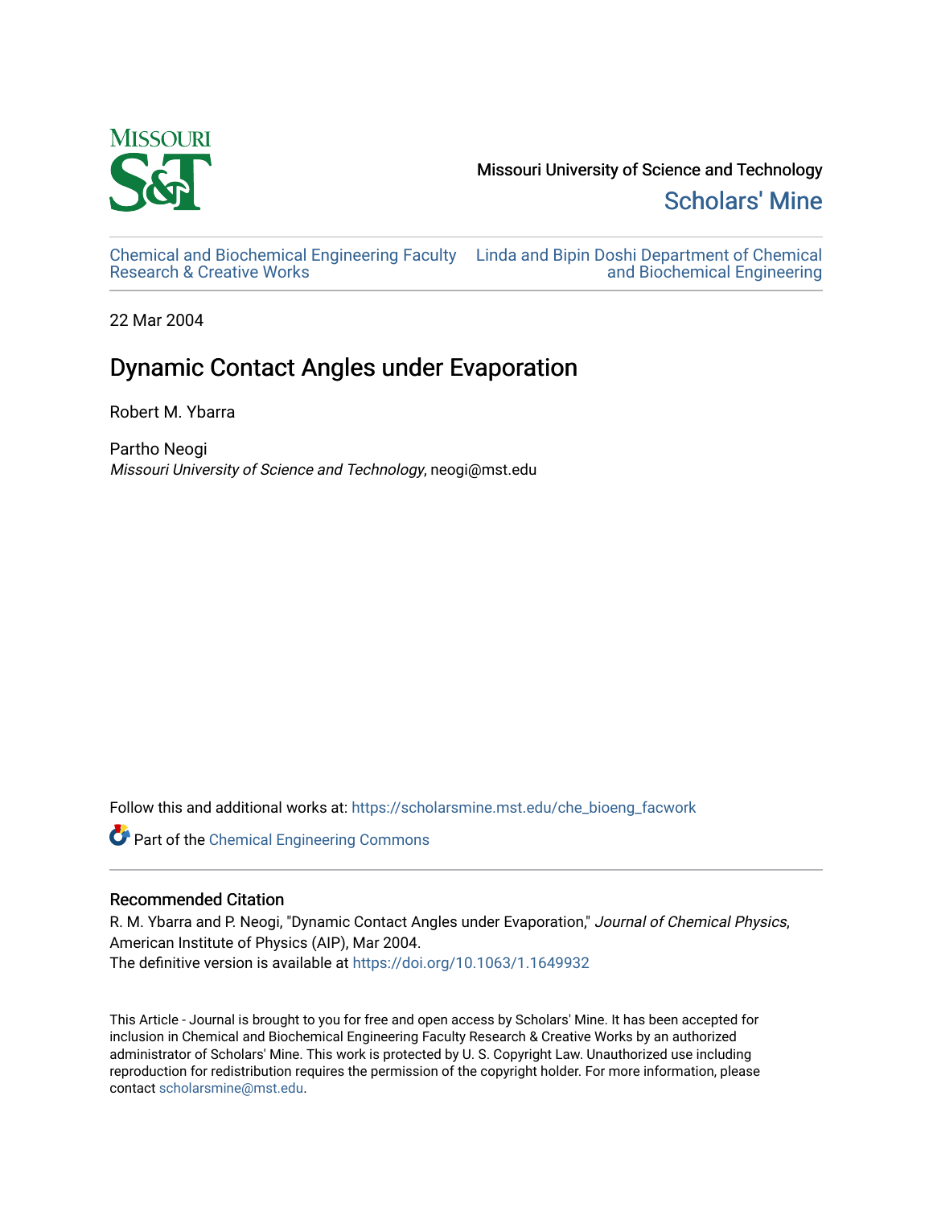Missouri University of Science and Technology

Scholars' Mine

Chemical and Biochemical Engineering Faculty Research & Creative Works

Linda and Bipin Doshi Department of Chemical and Biochemical Engineering

22 Mar 2004

# Dynamic Contact Angles under Evaporation

Robert M. Ybarra

Partho Neogi
*Missouri University of Science and Technology*, neogi@mst.edu

Follow this and additional works at: https://scholarsmine.mst.edu/che_bioeng_facwork

Part of the Chemical Engineering Commons

## Recommended Citation

R. M. Ybarra and P. Neogi, "Dynamic Contact Angles under Evaporation," *Journal of Chemical Physics*, American Institute of Physics (AIP), Mar 2004.
The definitive version is available at https://doi.org/10.1063/1.1649932

This Article - Journal is brought to you for free and open access by Scholars' Mine. It has been accepted for inclusion in Chemical and Biochemical Engineering Faculty Research & Creative Works by an authorized administrator of Scholars' Mine. This work is protected by U. S. Copyright Law. Unauthorized use including reproduction for redistribution requires the permission of the copyright holder. For more information, please contact scholarsmine@mst.edu.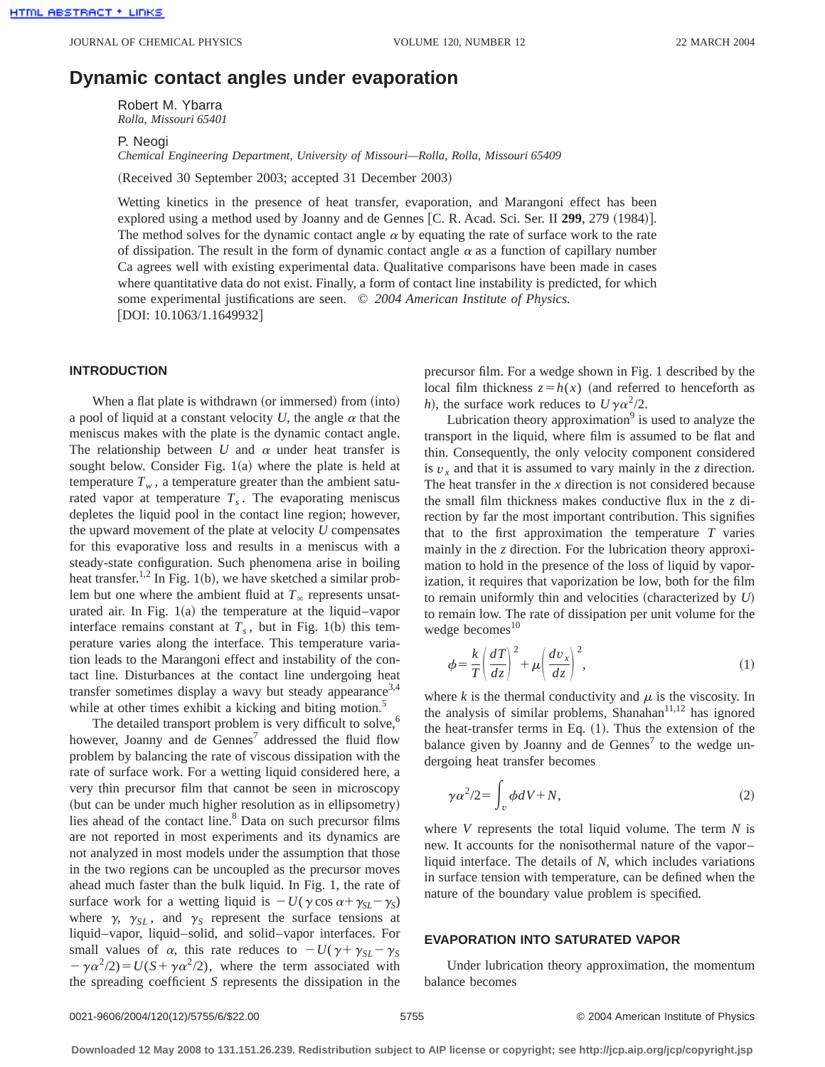# Dynamic contact angles under evaporation

Robert M. Ybarra
*Rolla, Missouri 65401*

P. Neogi
*Chemical Engineering Department, University of Missouri—Rolla, Rolla, Missouri 65409*

(Received 30 September 2003; accepted 31 December 2003)

Wetting kinetics in the presence of heat transfer, evaporation, and Marangoni effect has been explored using a method used by Joanny and de Gennes [C. R. Acad. Sci. Ser. II **299**, 279 (1984)]. The method solves for the dynamic contact angle $\alpha$ by equating the rate of surface work to the rate of dissipation. The result in the form of dynamic contact angle $\alpha$ as a function of capillary number Ca agrees well with existing experimental data. Qualitative comparisons have been made in cases where quantitative data do not exist. Finally, a form of contact line instability is predicted, for which some experimental justifications are seen. © *2004 American Institute of Physics.* [DOI: 10.1063/1.1649932]

## INTRODUCTION

When a flat plate is withdrawn (or immersed) from (into) a pool of liquid at a constant velocity $U$, the angle $\alpha$ that the meniscus makes with the plate is the dynamic contact angle. The relationship between $U$ and $\alpha$ under heat transfer is sought below. Consider Fig. 1(a) where the plate is held at temperature $T_w$, a temperature greater than the ambient saturated vapor at temperature $T_s$. The evaporating meniscus depletes the liquid pool in the contact line region; however, the upward movement of the plate at velocity $U$ compensates for this evaporative loss and results in a meniscus with a steady-state configuration. Such phenomena arise in boiling heat transfer.[1,2] In Fig. 1(b), we have sketched a similar problem but one where the ambient fluid at $T_\infty$ represents unsaturated air. In Fig. 1(a) the temperature at the liquid–vapor interface remains constant at $T_s$, but in Fig. 1(b) this temperature varies along the interface. This temperature variation leads to the Marangoni effect and instability of the contact line. Disturbances at the contact line undergoing heat transfer sometimes display a wavy but steady appearance[3,4] while at other times exhibit a kicking and biting motion.[5]

The detailed transport problem is very difficult to solve,[6] however, Joanny and de Gennes[7] addressed the fluid flow problem by balancing the rate of viscous dissipation with the rate of surface work. For a wetting liquid considered here, a very thin precursor film that cannot be seen in microscopy (but can be under much higher resolution as in ellipsometry) lies ahead of the contact line.[8] Data on such precursor films are not reported in most experiments and its dynamics are not analyzed in most models under the assumption that those in the two regions can be uncoupled as the precursor moves ahead much faster than the bulk liquid. In Fig. 1, the rate of surface work for a wetting liquid is $-U(\gamma\cos\alpha+\gamma_{SL}-\gamma_S)$ where $\gamma$, $\gamma_{SL}$, and $\gamma_S$ represent the surface tensions at liquid–vapor, liquid–solid, and solid–vapor interfaces. For small values of $\alpha$, this rate reduces to $-U(\gamma+\gamma_{SL}-\gamma_S-\gamma\alpha^2/2)=U(S+\gamma\alpha^2/2)$, where the term associated with the spreading coefficient $S$ represents the dissipation in the precursor film. For a wedge shown in Fig. 1 described by the local film thickness $z=h(x)$ (and referred to henceforth as $h$), the surface work reduces to $U\gamma\alpha^2/2$.

Lubrication theory approximation[9] is used to analyze the transport in the liquid, where film is assumed to be flat and thin. Consequently, the only velocity component considered is $v_x$ and that it is assumed to vary mainly in the $z$ direction. The heat transfer in the $x$ direction is not considered because the small film thickness makes conductive flux in the $z$ direction by far the most important contribution. This signifies that to the first approximation the temperature $T$ varies mainly in the $z$ direction. For the lubrication theory approximation to hold in the presence of the loss of liquid by vaporization, it requires that vaporization be low, both for the film to remain uniformly thin and velocities (characterized by $U$) to remain low. The rate of dissipation per unit volume for the wedge becomes[10]

$$\phi=\frac{k}{T}\left(\frac{dT}{dz}\right)^2+\mu\left(\frac{dv_x}{dz}\right)^2, \tag{1}$$

where $k$ is the thermal conductivity and $\mu$ is the viscosity. In the analysis of similar problems, Shanahan[11,12] has ignored the heat-transfer terms in Eq. (1). Thus the extension of the balance given by Joanny and de Gennes[7] to the wedge undergoing heat transfer becomes

$$\gamma\alpha^2/2=\int_v \phi\, dV+N, \tag{2}$$

where $V$ represents the total liquid volume. The term $N$ is new. It accounts for the nonisothermal nature of the vapor–liquid interface. The details of $N$, which includes variations in surface tension with temperature, can be defined when the nature of the boundary value problem is specified.

## EVAPORATION INTO SATURATED VAPOR

Under lubrication theory approximation, the momentum balance becomes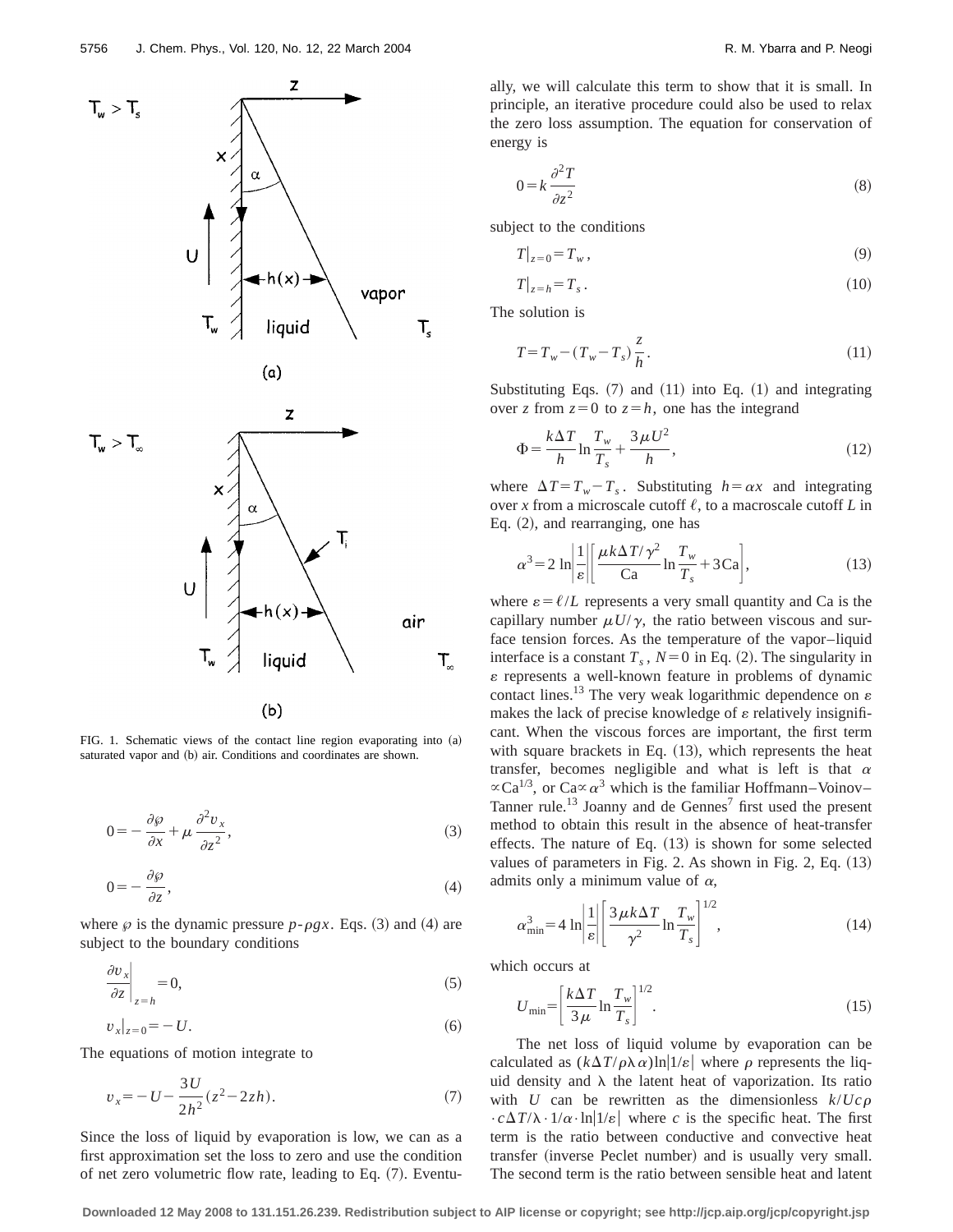FIG. 1. Schematic views of the contact line region evaporating into (a) saturated vapor and (b) air. Conditions and coordinates are shown.

$$0 = -\frac{\partial \wp}{\partial x} + \mu \frac{\partial^2 v_x}{\partial z^2}, \tag{3}$$

$$0 = -\frac{\partial \wp}{\partial z}, \tag{4}$$

where $\wp$ is the dynamic pressure $p$-$\rho g x$. Eqs. (3) and (4) are subject to the boundary conditions

$$\left.\frac{\partial v_x}{\partial z}\right|_{z=h} = 0, \tag{5}$$

$$v_x|_{z=0} = -U. \tag{6}$$

The equations of motion integrate to

$$v_x = -U - \frac{3U}{2h^2}(z^2 - 2zh). \tag{7}$$

Since the loss of liquid by evaporation is low, we can as a first approximation set the loss to zero and use the condition of net zero volumetric flow rate, leading to Eq. (7). Eventually, we will calculate this term to show that it is small. In principle, an iterative procedure could also be used to relax the zero loss assumption. The equation for conservation of energy is

$$0 = k \frac{\partial^2 T}{\partial z^2} \tag{8}$$

subject to the conditions

$$T|_{z=0} = T_w, \tag{9}$$

$$T|_{z=h} = T_s. \tag{10}$$

The solution is

$$T = T_w - (T_w - T_s)\frac{z}{h}. \tag{11}$$

Substituting Eqs. (7) and (11) into Eq. (1) and integrating over $z$ from $z=0$ to $z=h$, one has the integrand

$$\Phi = \frac{k\Delta T}{h} \ln \frac{T_w}{T_s} + \frac{3\mu U^2}{h}, \tag{12}$$

where $\Delta T = T_w - T_s$. Substituting $h = \alpha x$ and integrating over $x$ from a microscale cutoff $\ell$, to a macroscale cutoff $L$ in Eq. (2), and rearranging, one has

$$\alpha^3 = 2 \ln\left|\frac{1}{\varepsilon}\right| \left[\frac{\mu k \Delta T/\gamma^2}{\mathrm{Ca}} \ln \frac{T_w}{T_s} + 3\mathrm{Ca}\right], \tag{13}$$

where $\varepsilon = \ell/L$ represents a very small quantity and Ca is the capillary number $\mu U/\gamma$, the ratio between viscous and surface tension forces. As the temperature of the vapor–liquid interface is a constant $T_s$, $N=0$ in Eq. (2). The singularity in $\varepsilon$ represents a well-known feature in problems of dynamic contact lines.[13] The very weak logarithmic dependence on $\varepsilon$ makes the lack of precise knowledge of $\varepsilon$ relatively insignificant. When the viscous forces are important, the first term with square brackets in Eq. (13), which represents the heat transfer, becomes negligible and what is left is that $\alpha \propto \mathrm{Ca}^{1/3}$, or $\mathrm{Ca} \propto \alpha^3$ which is the familiar Hoffmann–Voinov–Tanner rule.[13] Joanny and de Gennes[7] first used the present method to obtain this result in the absence of heat-transfer effects. The nature of Eq. (13) is shown for some selected values of parameters in Fig. 2. As shown in Fig. 2, Eq. (13) admits only a minimum value of $\alpha$,

$$\alpha_{\min}^3 = 4 \ln\left|\frac{1}{\varepsilon}\right| \left[\frac{3\mu k \Delta T}{\gamma^2} \ln \frac{T_w}{T_s}\right]^{1/2}, \tag{14}$$

which occurs at

$$U_{\min} = \left[\frac{k\Delta T}{3\mu} \ln \frac{T_w}{T_s}\right]^{1/2}. \tag{15}$$

The net loss of liquid volume by evaporation can be calculated as $(k\Delta T/\rho\lambda\alpha)\ln|1/\varepsilon|$ where $\rho$ represents the liquid density and $\lambda$ the latent heat of vaporization. Its ratio with $U$ can be rewritten as the dimensionless $k/Uc\rho \cdot c\Delta T/\lambda \cdot 1/\alpha \cdot \ln|1/\varepsilon|$ where $c$ is the specific heat. The first term is the ratio between conductive and convective heat transfer (inverse Peclet number) and is usually very small. The second term is the ratio between sensible heat and latent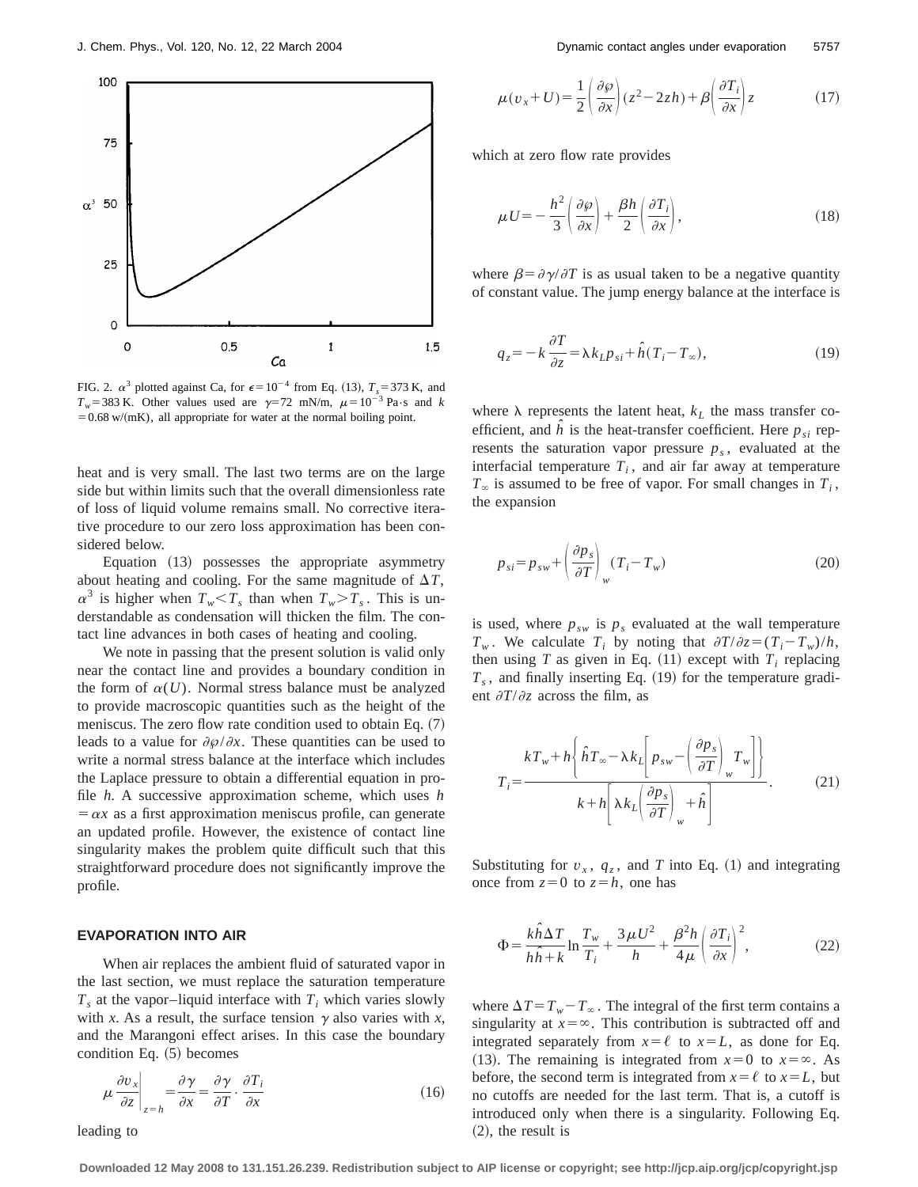FIG. 2. $\alpha^3$ plotted against Ca, for $\epsilon = 10^{-4}$ from Eq. (13), $T_s = 373$ K, and $T_w = 383$ K. Other values used are $\gamma = 72$ mN/m, $\mu = 10^{-3}$ Pa·s and $k = 0.68$ w/(mK), all appropriate for water at the normal boiling point.

heat and is very small. The last two terms are on the large side but within limits such that the overall dimensionless rate of loss of liquid volume remains small. No corrective iterative procedure to our zero loss approximation has been considered below.

Equation (13) possesses the appropriate asymmetry about heating and cooling. For the same magnitude of $\Delta T$, $\alpha^3$ is higher when $T_w < T_s$ than when $T_w > T_s$. This is understandable as condensation will thicken the film. The contact line advances in both cases of heating and cooling.

We note in passing that the present solution is valid only near the contact line and provides a boundary condition in the form of $\alpha(U)$. Normal stress balance must be analyzed to provide macroscopic quantities such as the height of the meniscus. The zero flow rate condition used to obtain Eq. (7) leads to a value for $\partial\wp/\partial x$. These quantities can be used to write a normal stress balance at the interface which includes the Laplace pressure to obtain a differential equation in profile $h$. A successive approximation scheme, which uses $h = \alpha x$ as a first approximation meniscus profile, can generate an updated profile. However, the existence of contact line singularity makes the problem quite difficult such that this straightforward procedure does not significantly improve the profile.

## EVAPORATION INTO AIR

When air replaces the ambient fluid of saturated vapor in the last section, we must replace the saturation temperature $T_s$ at the vapor–liquid interface with $T_i$ which varies slowly with $x$. As a result, the surface tension $\gamma$ also varies with $x$, and the Marangoni effect arises. In this case the boundary condition Eq. (5) becomes

$$\mu \left.\frac{\partial v_x}{\partial z}\right|_{z=h} = \frac{\partial \gamma}{\partial x} = \frac{\partial \gamma}{\partial T} \cdot \frac{\partial T_i}{\partial x} \tag{16}$$

leading to

$$\mu(v_x + U) = \frac{1}{2}\left(\frac{\partial \wp}{\partial x}\right)(z^2 - 2zh) + \beta\left(\frac{\partial T_i}{\partial x}\right)z \tag{17}$$

which at zero flow rate provides

$$\mu U = -\frac{h^2}{3}\left(\frac{\partial \wp}{\partial x}\right) + \frac{\beta h}{2}\left(\frac{\partial T_i}{\partial x}\right), \tag{18}$$

where $\beta = \partial\gamma/\partial T$ is as usual taken to be a negative quantity of constant value. The jump energy balance at the interface is

$$q_z = -k\frac{\partial T}{\partial z} = \lambda k_L p_{si} + \hat{h}(T_i - T_\infty), \tag{19}$$

where $\lambda$ represents the latent heat, $k_L$ the mass transfer coefficient, and $\hat{h}$ is the heat-transfer coefficient. Here $p_{si}$ represents the saturation vapor pressure $p_s$, evaluated at the interfacial temperature $T_i$, and air far away at temperature $T_\infty$ is assumed to be free of vapor. For small changes in $T_i$, the expansion

$$p_{si} = p_{sw} + \left(\frac{\partial p_s}{\partial T}\right)_w (T_i - T_w) \tag{20}$$

is used, where $p_{sw}$ is $p_s$ evaluated at the wall temperature $T_w$. We calculate $T_i$ by noting that $\partial T/\partial z = (T_i - T_w)/h$, then using $T$ as given in Eq. (11) except with $T_i$ replacing $T_s$, and finally inserting Eq. (19) for the temperature gradient $\partial T/\partial z$ across the film, as

$$T_i = \frac{kT_w + h\left\{\hat{h}T_\infty - \lambda k_L\left[p_{sw} - \left(\frac{\partial p_s}{\partial T}\right)_w T_w\right]\right\}}{k + h\left[\lambda k_L\left(\frac{\partial p_s}{\partial T}\right)_w + \hat{h}\right]}. \tag{21}$$

Substituting for $v_x$, $q_z$, and $T$ into Eq. (1) and integrating once from $z=0$ to $z=h$, one has

$$\Phi = \frac{k\hat{h}\Delta T}{h\hat{h} + k}\ln\frac{T_w}{T_i} + \frac{3\mu U^2}{h} + \frac{\beta^2 h}{4\mu}\left(\frac{\partial T_i}{\partial x}\right)^2, \tag{22}$$

where $\Delta T = T_w - T_\infty$. The integral of the first term contains a singularity at $x=\infty$. This contribution is subtracted off and integrated separately from $x=\ell$ to $x=L$, as done for Eq. (13). The remaining is integrated from $x=0$ to $x=\infty$. As before, the second term is integrated from $x=\ell$ to $x=L$, but no cutoffs are needed for the last term. That is, a cutoff is introduced only when there is a singularity. Following Eq. (2), the result is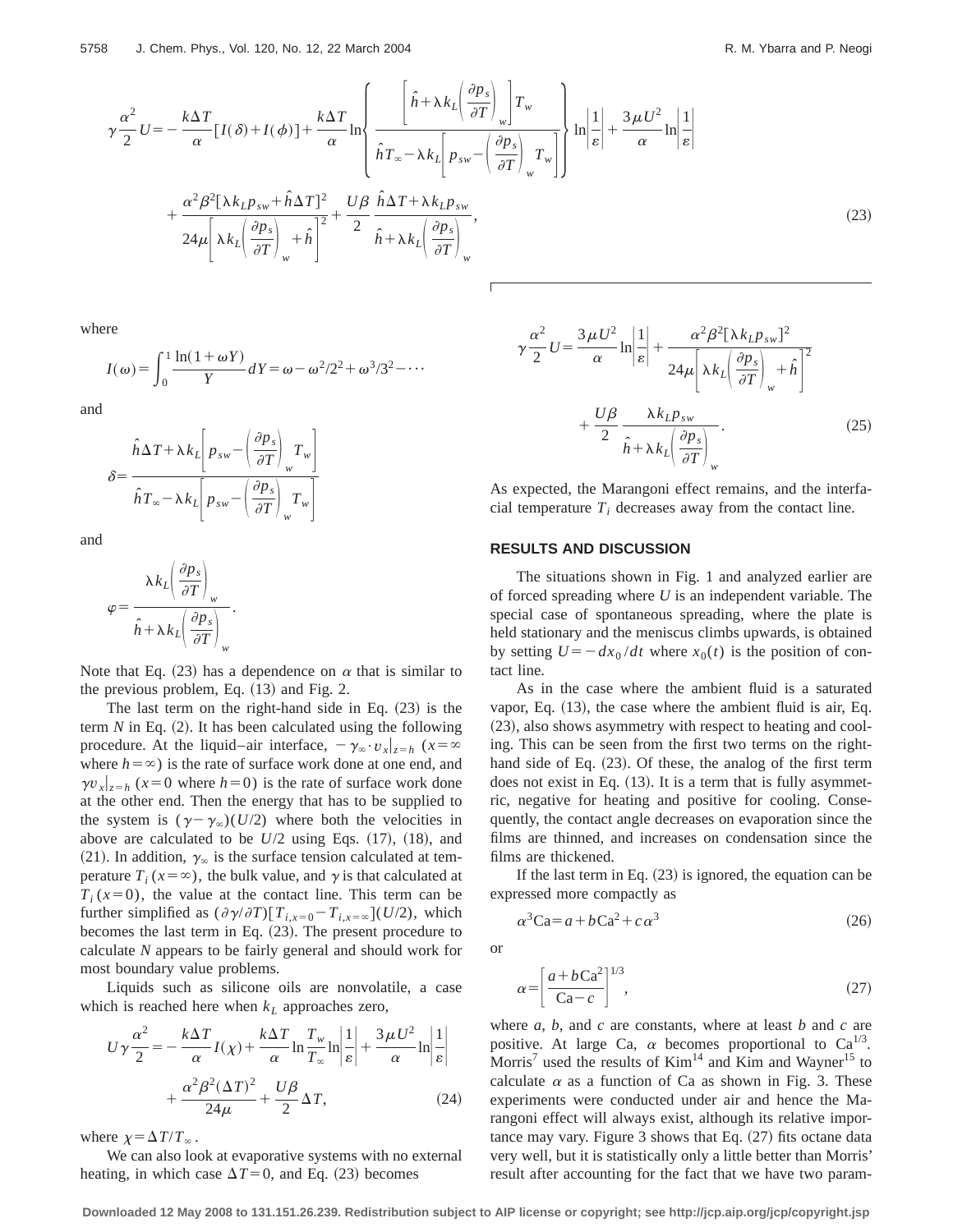$$\gamma \frac{\alpha^2}{2} U = -\frac{k\Delta T}{\alpha}[I(\delta)+I(\phi)] + \frac{k\Delta T}{\alpha} \ln\left\{ \frac{\left[\hat{h}+\lambda k_L\left(\frac{\partial p_s}{\partial T}\right)_w\right]T_w}{\hat{h}T_\infty - \lambda k_L\left[p_{sw}-\left(\frac{\partial p_s}{\partial T}\right)_w T_w\right]} \right\} \ln\left|\frac{1}{\varepsilon}\right| + \frac{3\mu U^2}{\alpha}\ln\left|\frac{1}{\varepsilon}\right|$$
$$+ \frac{\alpha^2\beta^2[\lambda k_L p_{sw}+\hat{h}\Delta T]^2}{24\mu\left[\lambda k_L\left(\frac{\partial p_s}{\partial T}\right)_w+\hat{h}\right]^2} + \frac{U\beta}{2}\frac{\hat{h}\Delta T+\lambda k_L p_{sw}}{\hat{h}+\lambda k_L\left(\frac{\partial p_s}{\partial T}\right)_w}, \tag{23}$$

where

$$I(\omega)=\int_0^1 \frac{\ln(1+\omega Y)}{Y}dY = \omega - \omega^2/2^2 + \omega^3/3^2 - \cdots$$

and

$$\delta = \frac{\hat{h}\Delta T + \lambda k_L\left[p_{sw}-\left(\frac{\partial p_s}{\partial T}\right)_w T_w\right]}{\hat{h}T_\infty - \lambda k_L\left[p_{sw}-\left(\frac{\partial p_s}{\partial T}\right)_w T_w\right]}$$

and

$$\varphi = \frac{\lambda k_L\left(\frac{\partial p_s}{\partial T}\right)_w}{\hat{h}+\lambda k_L\left(\frac{\partial p_s}{\partial T}\right)_w}.$$

Note that Eq. (23) has a dependence on $\alpha$ that is similar to the previous problem, Eq. (13) and Fig. 2.

The last term on the right-hand side in Eq. (23) is the term $N$ in Eq. (2). It has been calculated using the following procedure. At the liquid–air interface, $-\gamma_\infty \cdot v_x|_{z=h}$ ($x=\infty$ where $h=\infty$) is the rate of surface work done at one end, and $\gamma v_x|_{z=h}$ ($x=0$ where $h=0$) is the rate of surface work done at the other end. Then the energy that has to be supplied to the system is $(\gamma-\gamma_\infty)(U/2)$ where both the velocities in above are calculated to be $U/2$ using Eqs. (17), (18), and (21). In addition, $\gamma_\infty$ is the surface tension calculated at temperature $T_i$ ($x=\infty$), the bulk value, and $\gamma$ is that calculated at $T_i$ ($x=0$), the value at the contact line. This term can be further simplified as $(\partial\gamma/\partial T)[T_{i,x=0}-T_{i,x=\infty}](U/2)$, which becomes the last term in Eq. (23). The present procedure to calculate $N$ appears to be fairly general and should work for most boundary value problems.

Liquids such as silicone oils are nonvolatile, a case which is reached here when $k_L$ approaches zero,

$$U\gamma\frac{\alpha^2}{2} = -\frac{k\Delta T}{\alpha}I(\chi) + \frac{k\Delta T}{\alpha}\ln\frac{T_w}{T_\infty}\ln\left|\frac{1}{\varepsilon}\right| + \frac{3\mu U^2}{\alpha}\ln\left|\frac{1}{\varepsilon}\right| + \frac{\alpha^2\beta^2(\Delta T)^2}{24\mu} + \frac{U\beta}{2}\Delta T, \tag{24}$$

where $\chi = \Delta T/T_\infty$.

We can also look at evaporative systems with no external heating, in which case $\Delta T=0$, and Eq. (23) becomes

$$\gamma\frac{\alpha^2}{2}U = \frac{3\mu U^2}{\alpha}\ln\left|\frac{1}{\varepsilon}\right| + \frac{\alpha^2\beta^2[\lambda k_L p_{sw}]^2}{24\mu\left[\lambda k_L\left(\frac{\partial p_s}{\partial T}\right)_w+\hat{h}\right]^2} + \frac{U\beta}{2}\frac{\lambda k_L p_{sw}}{\hat{h}+\lambda k_L\left(\frac{\partial p_s}{\partial T}\right)_w}. \tag{25}$$

As expected, the Marangoni effect remains, and the interfacial temperature $T_i$ decreases away from the contact line.

## RESULTS AND DISCUSSION

The situations shown in Fig. 1 and analyzed earlier are of forced spreading where $U$ is an independent variable. The special case of spontaneous spreading, where the plate is held stationary and the meniscus climbs upwards, is obtained by setting $U=-dx_0/dt$ where $x_0(t)$ is the position of contact line.

As in the case where the ambient fluid is a saturated vapor, Eq. (13), the case where the ambient fluid is air, Eq. (23), also shows asymmetry with respect to heating and cooling. This can be seen from the first two terms on the right-hand side of Eq. (23). Of these, the analog of the first term does not exist in Eq. (13). It is a term that is fully asymmetric, negative for heating and positive for cooling. Consequently, the contact angle decreases on evaporation since the films are thinned, and increases on condensation since the films are thickened.

If the last term in Eq. (23) is ignored, the equation can be expressed more compactly as

$$\alpha^3\mathrm{Ca} = a + b\mathrm{Ca}^2 + c\alpha^3 \tag{26}$$

or

$$\alpha = \left[\frac{a+b\mathrm{Ca}^2}{\mathrm{Ca}-c}\right]^{1/3}, \tag{27}$$

where $a$, $b$, and $c$ are constants, where at least $b$ and $c$ are positive. At large Ca, $\alpha$ becomes proportional to $\mathrm{Ca}^{1/3}$. Morris[7] used the results of Kim[14] and Kim and Wayner[15] to calculate $\alpha$ as a function of Ca as shown in Fig. 3. These experiments were conducted under air and hence the Marangoni effect will always exist, although its relative importance may vary. Figure 3 shows that Eq. (27) fits octane data very well, but it is statistically only a little better than Morris' result after accounting for the fact that we have two param-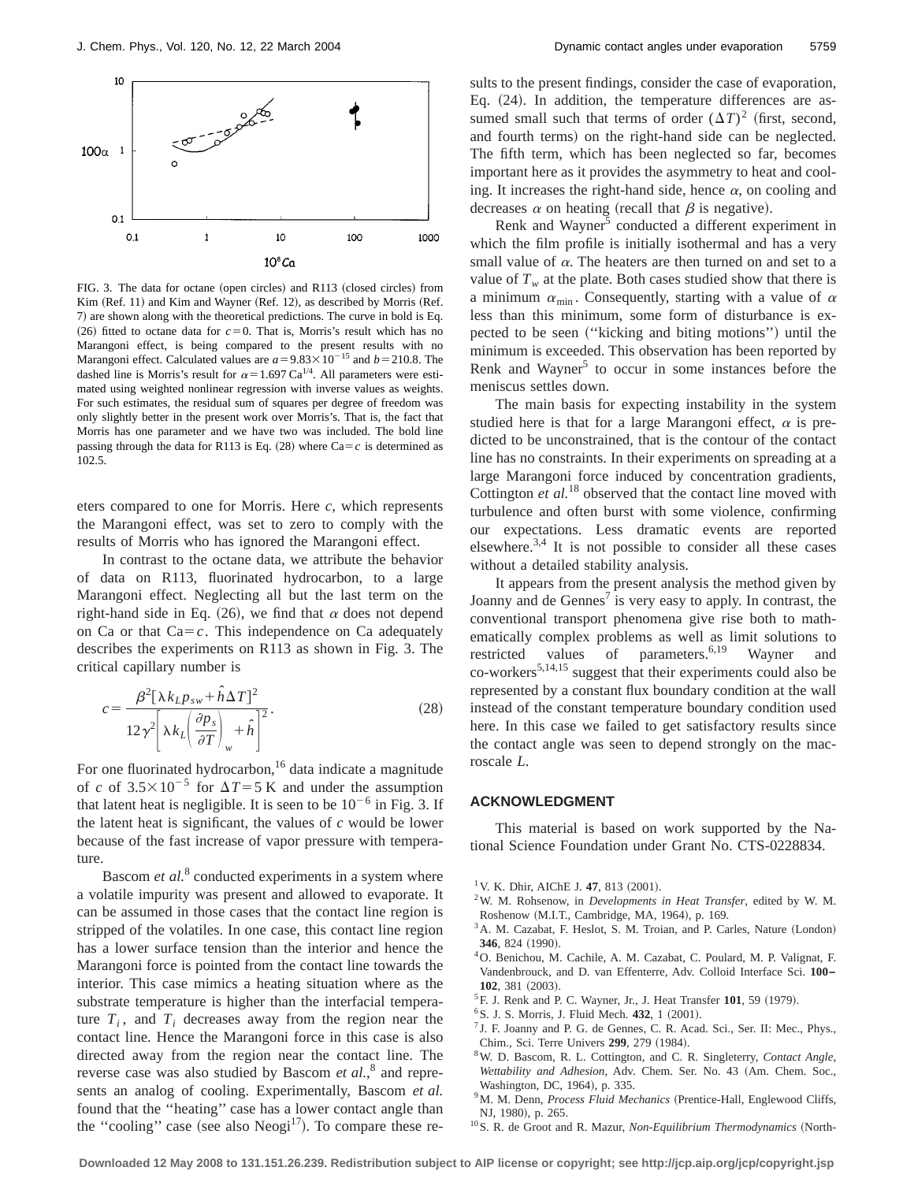FIG. 3. The data for octane (open circles) and R113 (closed circles) from Kim (Ref. 11) and Kim and Wayner (Ref. 12), as described by Morris (Ref. 7) are shown along with the theoretical predictions. The curve in bold is Eq. (26) fitted to octane data for $c=0$. That is, Morris's result which has no Marangoni effect, is being compared to the present results with no Marangoni effect. Calculated values are $a=9.83\times10^{-15}$ and $b=210.8$. The dashed line is Morris's result for $\alpha=1.697\,\mathrm{Ca}^{1/4}$. All parameters were estimated using weighted nonlinear regression with inverse values as weights. For such estimates, the residual sum of squares per degree of freedom was only slightly better in the present work over Morris's. That is, the fact that Morris has one parameter and we have two was included. The bold line passing through the data for R113 is Eq. (28) where $\mathrm{Ca}=c$ is determined as 102.5.

eters compared to one for Morris. Here $c$, which represents the Marangoni effect, was set to zero to comply with the results of Morris who has ignored the Marangoni effect.

In contrast to the octane data, we attribute the behavior of data on R113, fluorinated hydrocarbon, to a large Marangoni effect. Neglecting all but the last term on the right-hand side in Eq. (26), we find that $\alpha$ does not depend on Ca or that $\mathrm{Ca}=c$. This independence on Ca adequately describes the experiments on R113 as shown in Fig. 3. The critical capillary number is

$$c=\frac{\beta^2[\lambda k_L p_{sw}+\hat{h}\Delta T]^2}{12\gamma^2\left[\lambda k_L\left(\frac{\partial p_s}{\partial T}\right)_w+\hat{h}\right]^2}. \tag{28}$$

For one fluorinated hydrocarbon,[16] data indicate a magnitude of $c$ of $3.5\times10^{-5}$ for $\Delta T=5$ K and under the assumption that latent heat is negligible. It is seen to be $10^{-6}$ in Fig. 3. If the latent heat is significant, the values of $c$ would be lower because of the fast increase of vapor pressure with temperature.

Bascom *et al.*[8] conducted experiments in a system where a volatile impurity was present and allowed to evaporate. It can be assumed in those cases that the contact line region is stripped of the volatiles. In one case, this contact line region has a lower surface tension than the interior and hence the Marangoni force is pointed from the contact line towards the interior. This case mimics a heating situation where as the substrate temperature is higher than the interfacial temperature $T_i$, and $T_i$ decreases away from the region near the contact line. Hence the Marangoni force in this case is also directed away from the region near the contact line. The reverse case was also studied by Bascom *et al.*,[8] and represents an analog of cooling. Experimentally, Bascom *et al.* found that the "heating" case has a lower contact angle than the "cooling" case (see also Neogi[17]). To compare these results to the present findings, consider the case of evaporation, Eq. (24). In addition, the temperature differences are assumed small such that terms of order $(\Delta T)^2$ (first, second, and fourth terms) on the right-hand side can be neglected. The fifth term, which has been neglected so far, becomes important here as it provides the asymmetry to heat and cooling. It increases the right-hand side, hence $\alpha$, on cooling and decreases $\alpha$ on heating (recall that $\beta$ is negative).

Renk and Wayner[5] conducted a different experiment in which the film profile is initially isothermal and has a very small value of $\alpha$. The heaters are then turned on and set to a value of $T_w$ at the plate. Both cases studied show that there is a minimum $\alpha_{\min}$. Consequently, starting with a value of $\alpha$ less than this minimum, some form of disturbance is expected to be seen ("kicking and biting motions") until the minimum is exceeded. This observation has been reported by Renk and Wayner[5] to occur in some instances before the meniscus settles down.

The main basis for expecting instability in the system studied here is that for a large Marangoni effect, $\alpha$ is predicted to be unconstrained, that is the contour of the contact line has no constraints. In their experiments on spreading at a large Marangoni force induced by concentration gradients, Cottington *et al.*[18] observed that the contact line moved with turbulence and often burst with some violence, confirming our expectations. Less dramatic events are reported elsewhere.[3,4] It is not possible to consider all these cases without a detailed stability analysis.

It appears from the present analysis the method given by Joanny and de Gennes[7] is very easy to apply. In contrast, the conventional transport phenomena give rise both to mathematically complex problems as well as limit solutions to restricted values of parameters.[6,19] Wayner and co-workers[5,14,15] suggest that their experiments could also be represented by a constant flux boundary condition at the wall instead of the constant temperature boundary condition used here. In this case we failed to get satisfactory results since the contact angle was seen to depend strongly on the macroscale $L$.

## ACKNOWLEDGMENT

This material is based on work supported by the National Science Foundation under Grant No. CTS-0228834.

[1] V. K. Dhir, AIChE J. **47**, 813 (2001).
[2] W. M. Rohsenow, in *Developments in Heat Transfer*, edited by W. M. Roshenow (M.I.T., Cambridge, MA, 1964), p. 169.
[3] A. M. Cazabat, F. Heslot, S. M. Troian, and P. Carles, Nature (London) **346**, 824 (1990).
[4] O. Benichou, M. Cachile, A. M. Cazabat, C. Poulard, M. P. Valignat, F. Vandenbrouck, and D. van Effenterre, Adv. Colloid Interface Sci. **100–102**, 381 (2003).
[5] F. J. Renk and P. C. Wayner, Jr., J. Heat Transfer **101**, 59 (1979).
[6] S. J. S. Morris, J. Fluid Mech. **432**, 1 (2001).
[7] J. F. Joanny and P. G. de Gennes, C. R. Acad. Sci., Ser. II: Mec., Phys., Chim., Sci. Terre Univers **299**, 279 (1984).
[8] W. D. Bascom, R. L. Cottington, and C. R. Singleterry, *Contact Angle, Wettability and Adhesion*, Adv. Chem. Ser. No. 43 (Am. Chem. Soc., Washington, DC, 1964), p. 335.
[9] M. M. Denn, *Process Fluid Mechanics* (Prentice-Hall, Englewood Cliffs, NJ, 1980), p. 265.
[10] S. R. de Groot and R. Mazur, *Non-Equilibrium Thermodynamics* (North-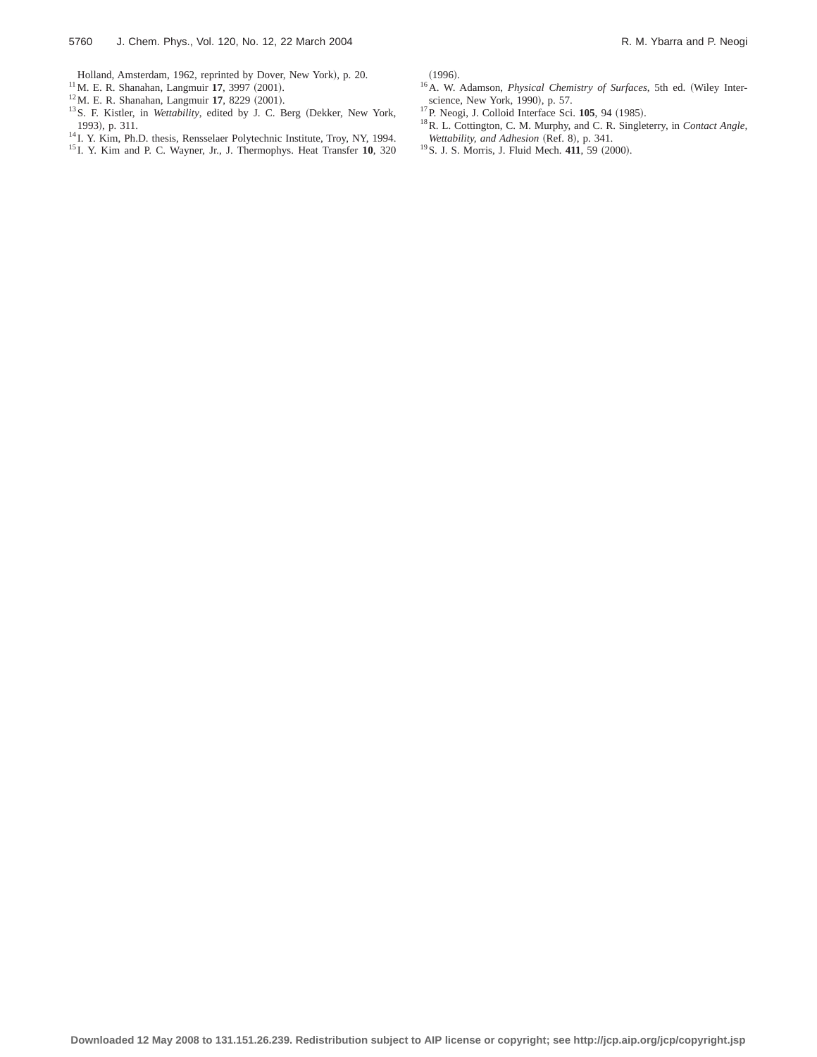Holland, Amsterdam, 1962, reprinted by Dover, New York), p. 20.

[11] M. E. R. Shanahan, Langmuir **17**, 3997 (2001).

[12] M. E. R. Shanahan, Langmuir **17**, 8229 (2001).

[13] S. F. Kistler, in *Wettability*, edited by J. C. Berg (Dekker, New York, 1993), p. 311.

[14] I. Y. Kim, Ph.D. thesis, Rensselaer Polytechnic Institute, Troy, NY, 1994.

[15] I. Y. Kim and P. C. Wayner, Jr., J. Thermophys. Heat Transfer **10**, 320 (1996).

[16] A. W. Adamson, *Physical Chemistry of Surfaces*, 5th ed. (Wiley Interscience, New York, 1990), p. 57.

[17] P. Neogi, J. Colloid Interface Sci. **105**, 94 (1985).

[18] R. L. Cottington, C. M. Murphy, and C. R. Singleterry, in *Contact Angle, Wettability, and Adhesion* (Ref. 8), p. 341.

[19] S. J. S. Morris, J. Fluid Mech. **411**, 59 (2000).